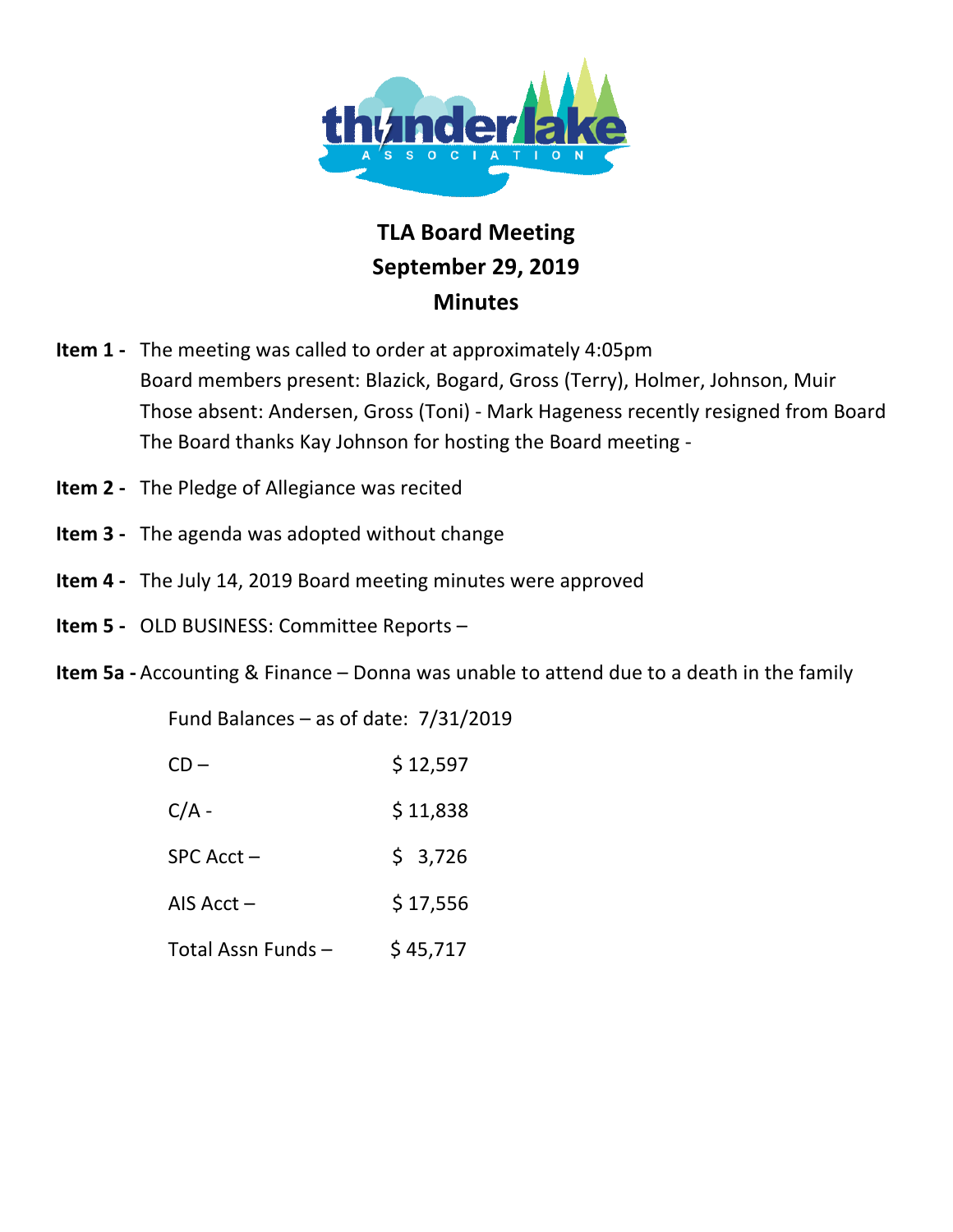# TLA Board Meeting
## September 29, 2019
## Minutes

**Item 1 -** The meeting was called to order at approximately 4:05pm
Board members present: Blazick, Bogard, Gross (Terry), Holmer, Johnson, Muir
Those absent: Andersen, Gross (Toni) - Mark Hageness recently resigned from Board
The Board thanks Kay Johnson for hosting the Board meeting -

**Item 2 -** The Pledge of Allegiance was recited

**Item 3 -** The agenda was adopted without change

**Item 4 -** The July 14, 2019 Board meeting minutes were approved

**Item 5 -** OLD BUSINESS: Committee Reports –

**Item 5a -** Accounting & Finance – Donna was unable to attend due to a death in the family

Fund Balances – as of date: 7/31/2019

| | |
|---|---|
| CD – | $ 12,597 |
| C/A - | $ 11,838 |
| SPC Acct – | $ 3,726 |
| AIS Acct – | $ 17,556 |
| Total Assn Funds – | $ 45,717 |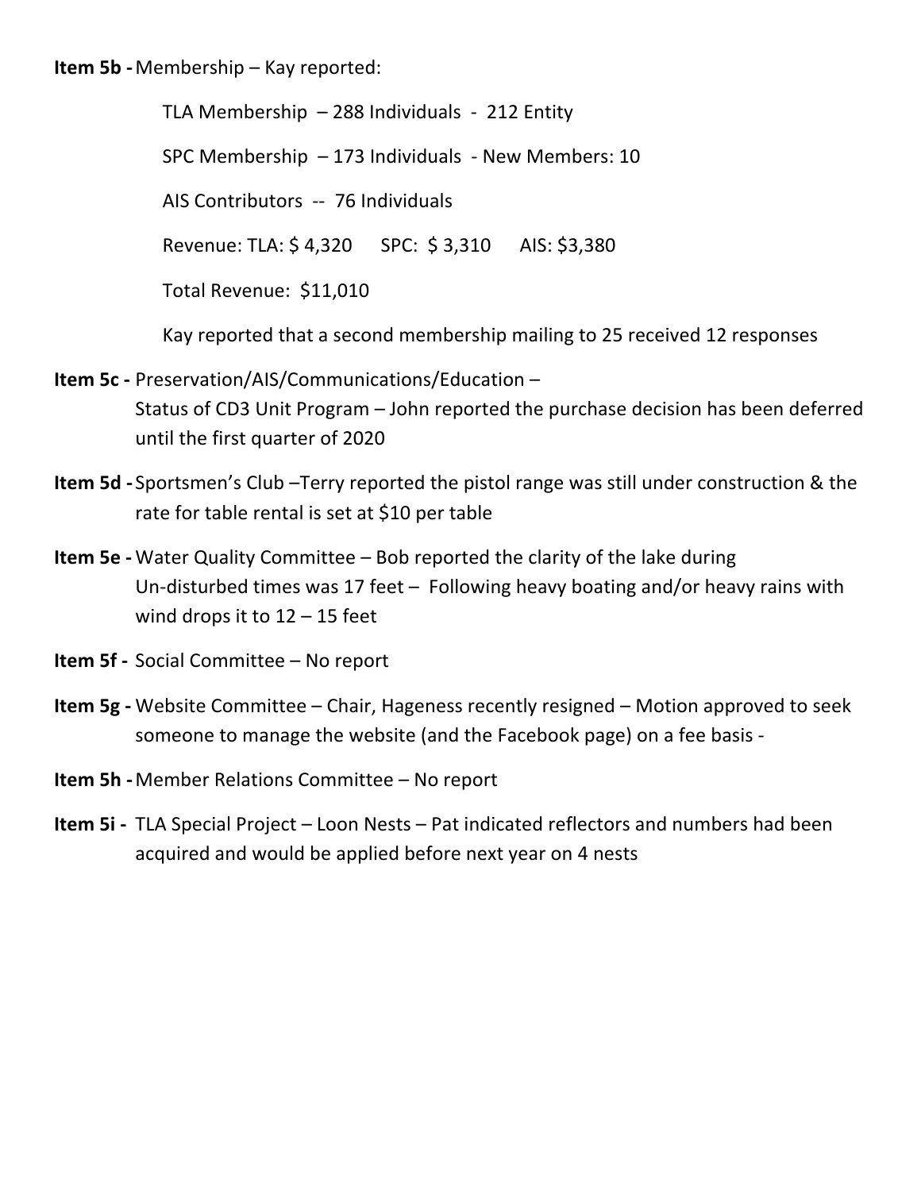**Item 5b -** Membership – Kay reported:

TLA Membership – 288 Individuals - 212 Entity

SPC Membership – 173 Individuals - New Members: 10

AIS Contributors -- 76 Individuals

Revenue: TLA: $ 4,320 SPC: $ 3,310 AIS: $3,380

Total Revenue: $11,010

Kay reported that a second membership mailing to 25 received 12 responses

**Item 5c -** Preservation/AIS/Communications/Education –
Status of CD3 Unit Program – John reported the purchase decision has been deferred until the first quarter of 2020

**Item 5d -** Sportsmen's Club –Terry reported the pistol range was still under construction & the rate for table rental is set at $10 per table

**Item 5e -** Water Quality Committee – Bob reported the clarity of the lake during Un-disturbed times was 17 feet – Following heavy boating and/or heavy rains with wind drops it to 12 – 15 feet

**Item 5f -** Social Committee – No report

**Item 5g -** Website Committee – Chair, Hageness recently resigned – Motion approved to seek someone to manage the website (and the Facebook page) on a fee basis -

**Item 5h -** Member Relations Committee – No report

**Item 5i -** TLA Special Project – Loon Nests – Pat indicated reflectors and numbers had been acquired and would be applied before next year on 4 nests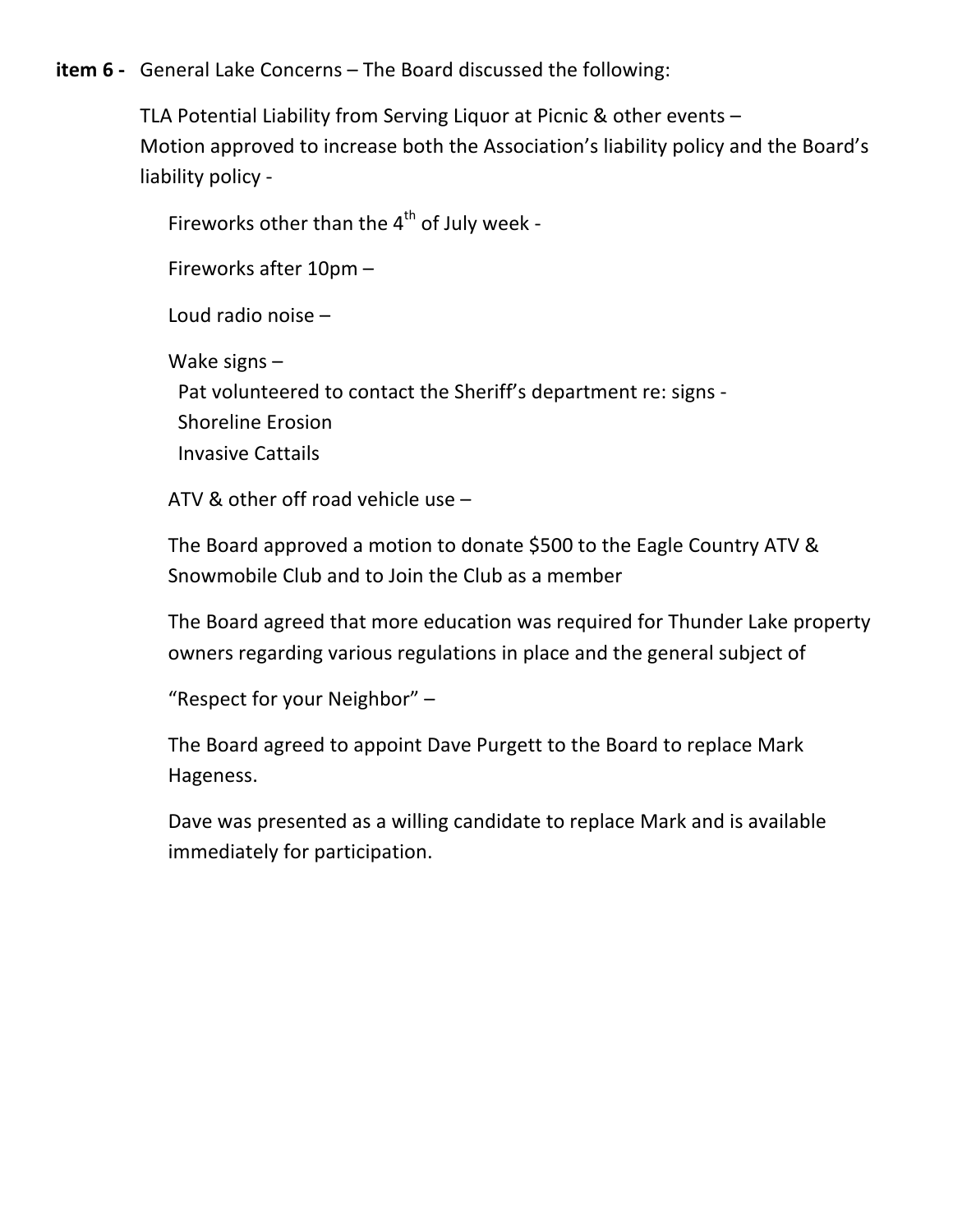**item 6 -** General Lake Concerns – The Board discussed the following:

TLA Potential Liability from Serving Liquor at Picnic & other events –
Motion approved to increase both the Association's liability policy and the Board's liability policy -

Fireworks other than the 4th of July week -

Fireworks after 10pm –

Loud radio noise –

Wake signs –
Pat volunteered to contact the Sheriff's department re: signs -
Shoreline Erosion
Invasive Cattails

ATV & other off road vehicle use –

The Board approved a motion to donate $500 to the Eagle Country ATV & Snowmobile Club and to Join the Club as a member

The Board agreed that more education was required for Thunder Lake property owners regarding various regulations in place and the general subject of

"Respect for your Neighbor" –

The Board agreed to appoint Dave Purgett to the Board to replace Mark Hageness.

Dave was presented as a willing candidate to replace Mark and is available immediately for participation.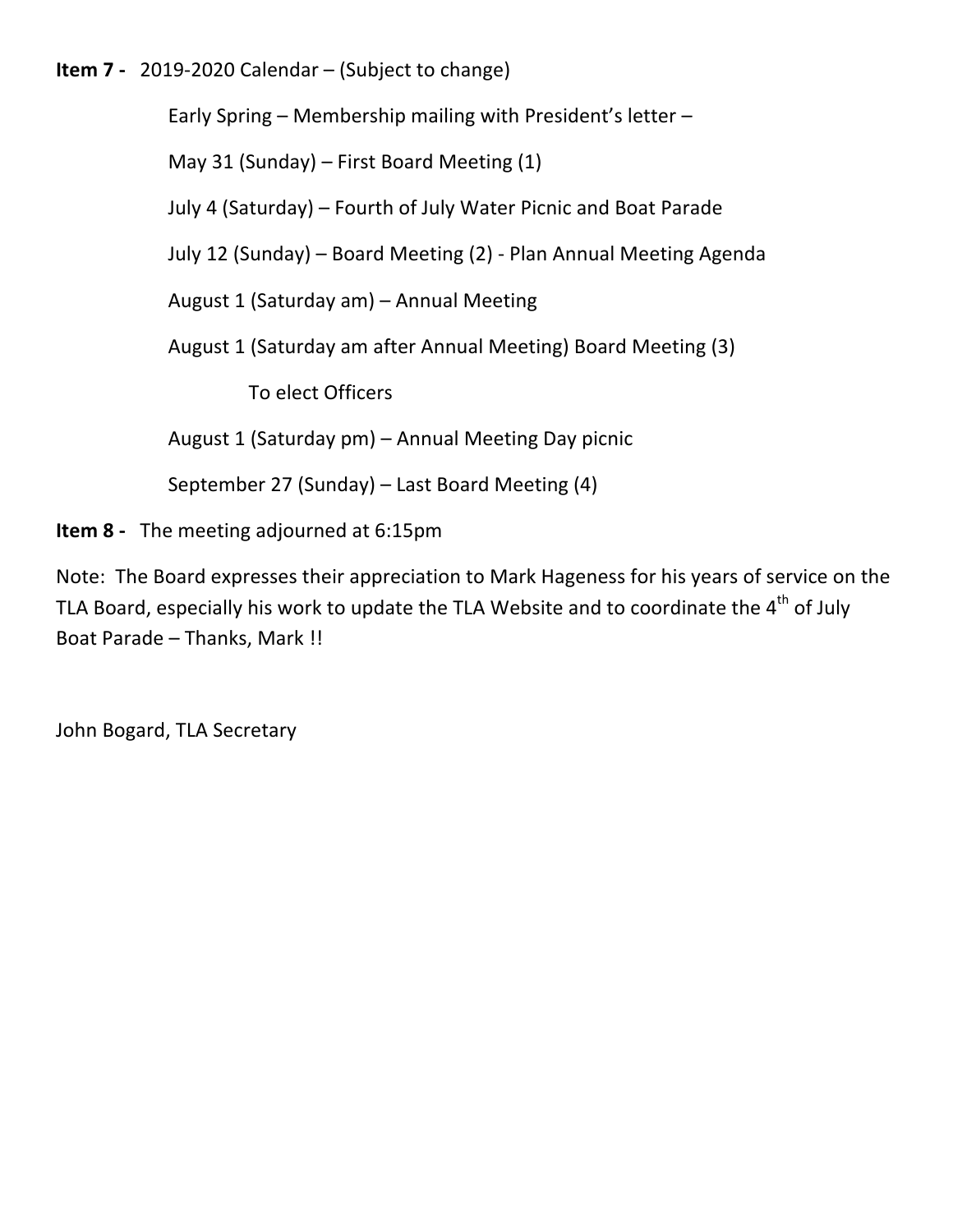**Item 7 -** 2019-2020 Calendar – (Subject to change)

Early Spring – Membership mailing with President's letter –

May 31 (Sunday) – First Board Meeting (1)

July 4 (Saturday) – Fourth of July Water Picnic and Boat Parade

July 12 (Sunday) – Board Meeting (2) - Plan Annual Meeting Agenda

August 1 (Saturday am) – Annual Meeting

August 1 (Saturday am after Annual Meeting) Board Meeting (3)

To elect Officers

August 1 (Saturday pm) – Annual Meeting Day picnic

September 27 (Sunday) – Last Board Meeting (4)

**Item 8 -** The meeting adjourned at 6:15pm

Note: The Board expresses their appreciation to Mark Hageness for his years of service on the TLA Board, especially his work to update the TLA Website and to coordinate the 4th of July Boat Parade – Thanks, Mark !!

John Bogard, TLA Secretary